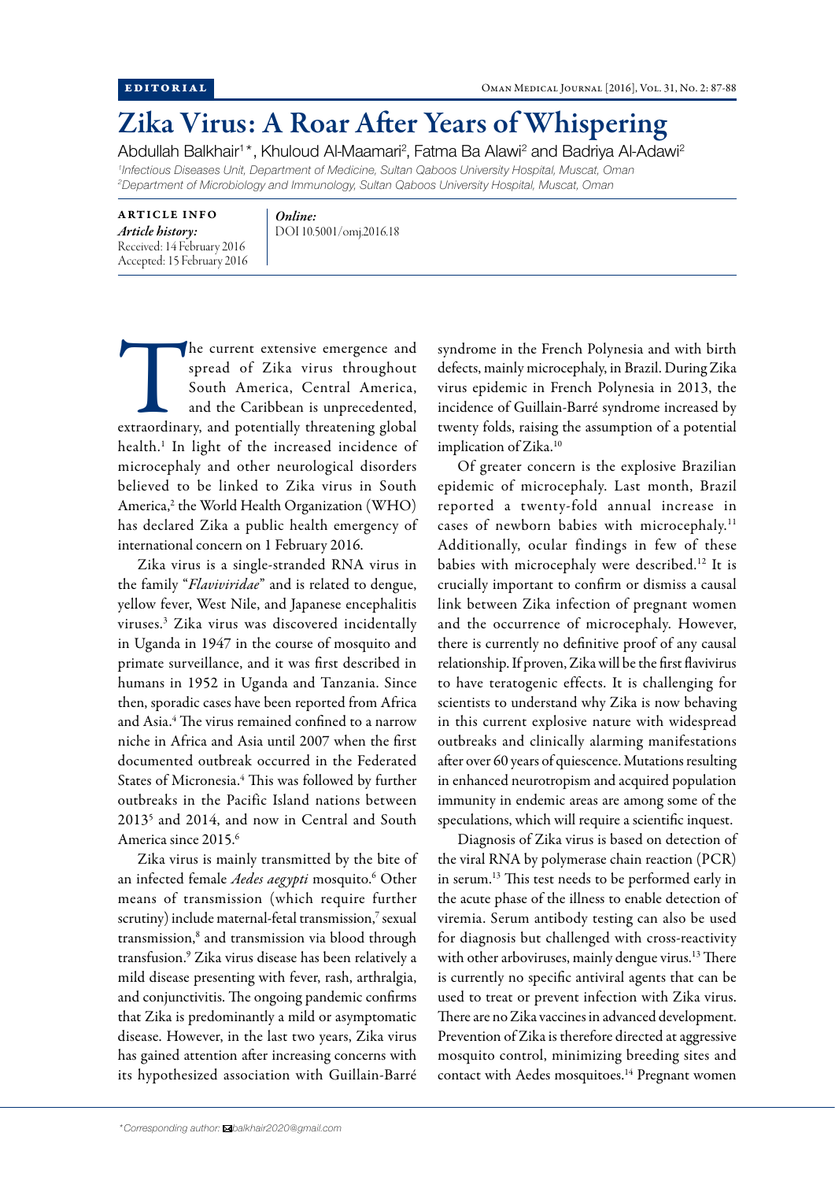EDITORIAL

# Zika Virus: A Roar After Years of Whispering

Abdullah Balkhair[1]*, Khuloud Al-Maamari[2], Fatma Ba Alawi[2] and Badriya Al-Adawi[2]

[1]*Infectious Diseases Unit, Department of Medicine, Sultan Qaboos University Hospital, Muscat, Oman*
[2]*Department of Microbiology and Immunology, Sultan Qaboos University Hospital, Muscat, Oman*

**ARTICLE INFO**

***Article history:***
Received: 14 February 2016
Accepted: 15 February 2016

***Online:***
DOI 10.5001/omj.2016.18

The current extensive emergence and spread of Zika virus throughout South America, Central America, and the Caribbean is unprecedented, extraordinary, and potentially threatening global health.[1] In light of the increased incidence of microcephaly and other neurological disorders believed to be linked to Zika virus in South America,[2] the World Health Organization (WHO) has declared Zika a public health emergency of international concern on 1 February 2016.

Zika virus is a single-stranded RNA virus in the family "*Flaviviridae*" and is related to dengue, yellow fever, West Nile, and Japanese encephalitis viruses.[3] Zika virus was discovered incidentally in Uganda in 1947 in the course of mosquito and primate surveillance, and it was first described in humans in 1952 in Uganda and Tanzania. Since then, sporadic cases have been reported from Africa and Asia.[4] The virus remained confined to a narrow niche in Africa and Asia until 2007 when the first documented outbreak occurred in the Federated States of Micronesia.[4] This was followed by further outbreaks in the Pacific Island nations between 2013[5] and 2014, and now in Central and South America since 2015.[6]

Zika virus is mainly transmitted by the bite of an infected female *Aedes aegypti* mosquito.[6] Other means of transmission (which require further scrutiny) include maternal-fetal transmission,[7] sexual transmission,[8] and transmission via blood through transfusion.[9] Zika virus disease has been relatively a mild disease presenting with fever, rash, arthralgia, and conjunctivitis. The ongoing pandemic confirms that Zika is predominantly a mild or asymptomatic disease. However, in the last two years, Zika virus has gained attention after increasing concerns with its hypothesized association with Guillain-Barré syndrome in the French Polynesia and with birth defects, mainly microcephaly, in Brazil. During Zika virus epidemic in French Polynesia in 2013, the incidence of Guillain-Barré syndrome increased by twenty folds, raising the assumption of a potential implication of Zika.[10]

Of greater concern is the explosive Brazilian epidemic of microcephaly. Last month, Brazil reported a twenty-fold annual increase in cases of newborn babies with microcephaly.[11] Additionally, ocular findings in few of these babies with microcephaly were described.[12] It is crucially important to confirm or dismiss a causal link between Zika infection of pregnant women and the occurrence of microcephaly. However, there is currently no definitive proof of any causal relationship. If proven, Zika will be the first flavivirus to have teratogenic effects. It is challenging for scientists to understand why Zika is now behaving in this current explosive nature with widespread outbreaks and clinically alarming manifestations after over 60 years of quiescence. Mutations resulting in enhanced neurotropism and acquired population immunity in endemic areas are among some of the speculations, which will require a scientific inquest.

Diagnosis of Zika virus is based on detection of the viral RNA by polymerase chain reaction (PCR) in serum.[13] This test needs to be performed early in the acute phase of the illness to enable detection of viremia. Serum antibody testing can also be used for diagnosis but challenged with cross-reactivity with other arboviruses, mainly dengue virus.[13] There is currently no specific antiviral agents that can be used to treat or prevent infection with Zika virus. There are no Zika vaccines in advanced development. Prevention of Zika is therefore directed at aggressive mosquito control, minimizing breeding sites and contact with Aedes mosquitoes.[14] Pregnant women

*Corresponding author: balkhair2020@gmail.com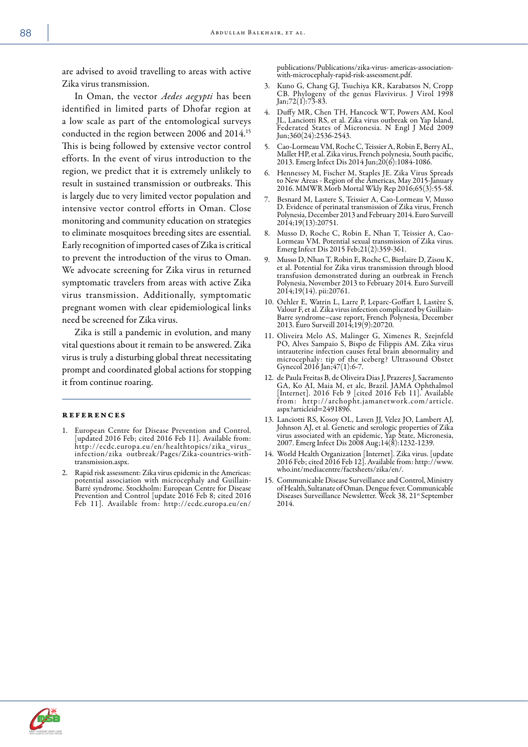are advised to avoid travelling to areas with active Zika virus transmission.

In Oman, the vector *Aedes aegypti* has been identified in limited parts of Dhofar region at a low scale as part of the entomological surveys conducted in the region between 2006 and 2014.[15] This is being followed by extensive vector control efforts. In the event of virus introduction to the region, we predict that it is extremely unlikely to result in sustained transmission or outbreaks. This is largely due to very limited vector population and intensive vector control efforts in Oman. Close monitoring and community education on strategies to eliminate mosquitoes breeding sites are essential. Early recognition of imported cases of Zika is critical to prevent the introduction of the virus to Oman. We advocate screening for Zika virus in returned symptomatic travelers from areas with active Zika virus transmission. Additionally, symptomatic pregnant women with clear epidemiological links need be screened for Zika virus.

Zika is still a pandemic in evolution, and many vital questions about it remain to be answered. Zika virus is truly a disturbing global threat necessitating prompt and coordinated global actions for stopping it from continue roaring.

## References

1. European Centre for Disease Prevention and Control. [updated 2016 Feb; cited 2016 Feb 11]. Available from: http://ecdc.europa.eu/en/healthtopics/zika_virus_infection/zika outbreak/Pages/Zika-countries-with-transmission.aspx.
2. Rapid risk assessment: Zika virus epidemic in the Americas: potential association with microcephaly and Guillain-Barré syndrome. Stockholm: European Centre for Disease Prevention and Control [update 2016 Feb 8; cited 2016 Feb 11]. Available from: http://ecdc.europa.eu/en/publications/Publications/zika-virus- americas-association-with-microcephaly-rapid-risk-assessment.pdf.
3. Kuno G, Chang GJ, Tsuchiya KR, Karabatsos N, Cropp CB. Phylogeny of the genus Flavivirus. J Virol 1998 Jan;72(1):73-83.
4. Duffy MR, Chen TH, Hancock WT, Powers AM, Kool JL, Lanciotti RS, et al. Zika virus outbreak on Yap Island, Federated States of Micronesia. N Engl J Med 2009 Jun;360(24):2536-2543.
5. Cao-Lormeau VM, Roche C, Teissier A, Robin E, Berry AL, Mallet HP, et al. Zika virus, French polynesia, South pacific, 2013. Emerg Infect Dis 2014 Jun;20(6):1084-1086.
6. Hennessey M, Fischer M, Staples JE. Zika Virus Spreads to New Areas - Region of the Americas, May 2015-January 2016. MMWR Morb Mortal Wkly Rep 2016;65(3):55-58.
7. Besnard M, Lastere S, Teissier A, Cao-Lormeau V, Musso D. Evidence of perinatal transmission of Zika virus, French Polynesia, December 2013 and February 2014. Euro Surveill 2014;19(13):20751.
8. Musso D, Roche C, Robin E, Nhan T, Teissier A, Cao-Lormeau VM. Potential sexual transmission of Zika virus. Emerg Infect Dis 2015 Feb;21(2):359-361.
9. Musso D, Nhan T, Robin E, Roche C, Bierlaire D, Zisou K, et al. Potential for Zika virus transmission through blood transfusion demonstrated during an outbreak in French Polynesia, November 2013 to February 2014. Euro Surveill 2014;19(14). pii:20761.
10. Oehler E, Watrin L, Larre P, Leparc-Goffart I, Lastère S, Valour F, et al. Zika virus infection complicated by Guillain-Barre syndrome–case report, French Polynesia, December 2013. Euro Surveill 2014;19(9):20720.
11. Oliveira Melo AS, Malinger G, Ximenes R, Szejnfeld PO, Alves Sampaio S, Bispo de Filippis AM. Zika virus intrauterine infection causes fetal brain abnormality and microcephaly: tip of the iceberg? Ultrasound Obstet Gynecol 2016 Jan;47(1):6-7.
12. de Paula Freitas B, de Oliveira Dias J, Prazeres J, Sacramento GA, Ko AI, Maia M, et alc, Brazil. JAMA Ophthalmol [Internet]. 2016 Feb 9 [cited 2016 Feb 11]. Available from: http://archopht.jamanetwork.com/article.aspx?articleid=2491896.
13. Lanciotti RS, Kosoy OL, Laven JJ, Velez JO, Lambert AJ, Johnson AJ, et al. Genetic and serologic properties of Zika virus associated with an epidemic, Yap State, Micronesia, 2007. Emerg Infect Dis 2008 Aug;14(8):1232-1239.
14. World Health Organization [Internet]. Zika virus. [update 2016 Feb; cited 2016 Feb 12]. Available from: http://www.who.int/mediacentre/factsheets/zika/en/.
15. Communicable Disease Surveillance and Control, Ministry of Health, Sultanate of Oman. Dengue fever. Communicable Diseases Surveillance Newsletter. Week 38, 21st September 2014.